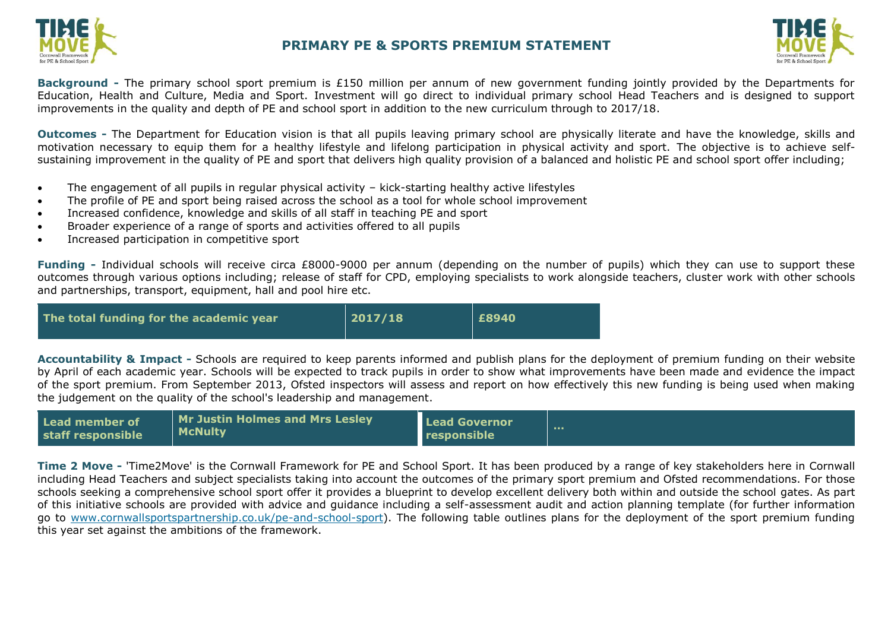# PRIMARY PE & SPORTS PREMIUM STATEMENT

**Background -** The primary school sport premium is £150 million per annum of new government funding jointly provided by the Departments for Education, Health and Culture, Media and Sport. Investment will go direct to individual primary school Head Teachers and is designed to support improvements in the quality and depth of PE and school sport in addition to the new curriculum through to 2017/18.

**Outcomes -** The Department for Education vision is that all pupils leaving primary school are physically literate and have the knowledge, skills and motivation necessary to equip them for a healthy lifestyle and lifelong participation in physical activity and sport. The objective is to achieve self-sustaining improvement in the quality of PE and sport that delivers high quality provision of a balanced and holistic PE and school sport offer including;

- The engagement of all pupils in regular physical activity – kick-starting healthy active lifestyles
- The profile of PE and sport being raised across the school as a tool for whole school improvement
- Increased confidence, knowledge and skills of all staff in teaching PE and sport
- Broader experience of a range of sports and activities offered to all pupils
- Increased participation in competitive sport

**Funding -** Individual schools will receive circa £8000-9000 per annum (depending on the number of pupils) which they can use to support these outcomes through various options including; release of staff for CPD, employing specialists to work alongside teachers, cluster work with other schools and partnerships, transport, equipment, hall and pool hire etc.

| The total funding for the academic year | 2017/18 | £8940 |
|---|---|---|

**Accountability & Impact -** Schools are required to keep parents informed and publish plans for the deployment of premium funding on their website by April of each academic year. Schools will be expected to track pupils in order to show what improvements have been made and evidence the impact of the sport premium. From September 2013, Ofsted inspectors will assess and report on how effectively this new funding is being used when making the judgement on the quality of the school's leadership and management.

| Lead member of staff responsible | Mr Justin Holmes and Mrs Lesley McNulty | Lead Governor responsible | ... |
|---|---|---|---|

**Time 2 Move -** 'Time2Move' is the Cornwall Framework for PE and School Sport. It has been produced by a range of key stakeholders here in Cornwall including Head Teachers and subject specialists taking into account the outcomes of the primary sport premium and Ofsted recommendations. For those schools seeking a comprehensive school sport offer it provides a blueprint to develop excellent delivery both within and outside the school gates. As part of this initiative schools are provided with advice and guidance including a self-assessment audit and action planning template (for further information go to [www.cornwallsportspartnership.co.uk/pe-and-school-sport](http://www.cornwallsportspartnership.co.uk/pe-and-school-sport)). The following table outlines plans for the deployment of the sport premium funding this year set against the ambitions of the framework.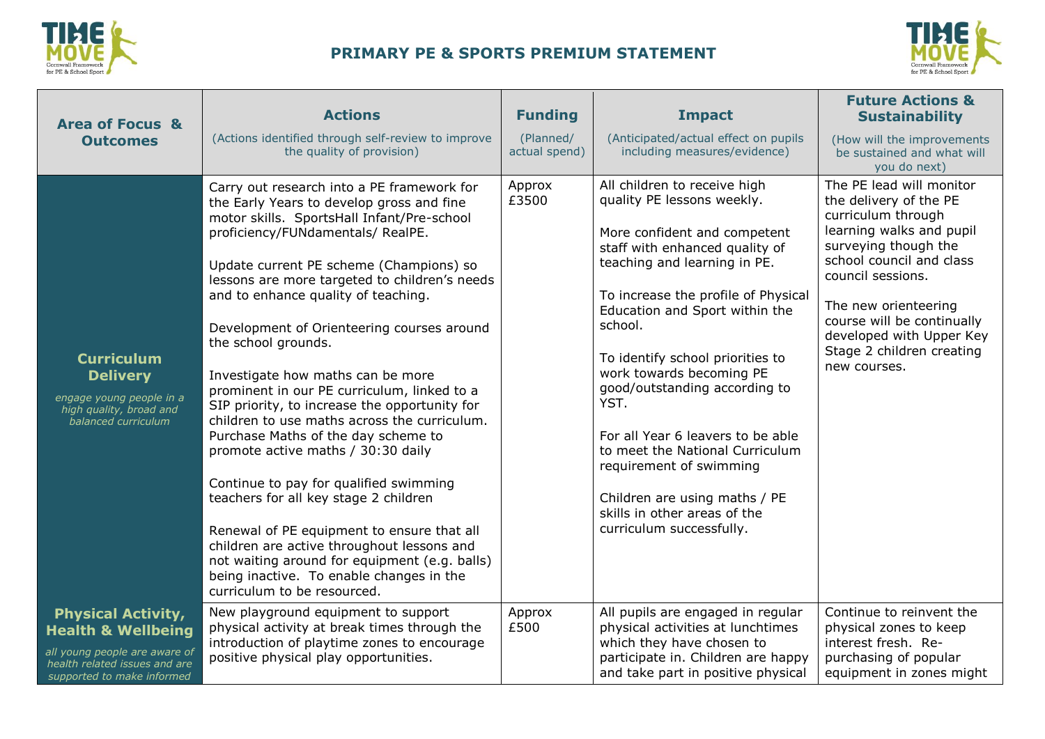# PRIMARY PE & SPORTS PREMIUM STATEMENT

| Area of Focus & Outcomes | Actions (Actions identified through self-review to improve the quality of provision) | Funding (Planned/ actual spend) | Impact (Anticipated/actual effect on pupils including measures/evidence) | Future Actions & Sustainability (How will the improvements be sustained and what will you do next) |
|---|---|---|---|---|
| **Curriculum Delivery** *engage young people in a high quality, broad and balanced curriculum* | Carry out research into a PE framework for the Early Years to develop gross and fine motor skills. SportsHall Infant/Pre-school proficiency/FUNdamentals/ RealPE.<br><br>Update current PE scheme (Champions) so lessons are more targeted to children's needs and to enhance quality of teaching.<br><br>Development of Orienteering courses around the school grounds.<br><br>Investigate how maths can be more prominent in our PE curriculum, linked to a SIP priority, to increase the opportunity for children to use maths across the curriculum. Purchase Maths of the day scheme to promote active maths / 30:30 daily<br><br>Continue to pay for qualified swimming teachers for all key stage 2 children<br><br>Renewal of PE equipment to ensure that all children are active throughout lessons and not waiting around for equipment (e.g. balls) being inactive. To enable changes in the curriculum to be resourced. | Approx £3500 | All children to receive high quality PE lessons weekly.<br><br>More confident and competent staff with enhanced quality of teaching and learning in PE.<br><br>To increase the profile of Physical Education and Sport within the school.<br><br>To identify school priorities to work towards becoming PE good/outstanding according to YST.<br><br>For all Year 6 leavers to be able to meet the National Curriculum requirement of swimming<br><br>Children are using maths / PE skills in other areas of the curriculum successfully. | The PE lead will monitor the delivery of the PE curriculum through learning walks and pupil surveying though the school council and class council sessions.<br><br>The new orienteering course will be continually developed with Upper Key Stage 2 children creating new courses. |
| **Physical Activity, Health & Wellbeing** *all young people are aware of health related issues and are supported to make informed* | New playground equipment to support physical activity at break times through the introduction of playtime zones to encourage positive physical play opportunities. | Approx £500 | All pupils are engaged in regular physical activities at lunchtimes which they have chosen to participate in. Children are happy and take part in positive physical | Continue to reinvent the physical zones to keep interest fresh. Re-purchasing of popular equipment in zones might |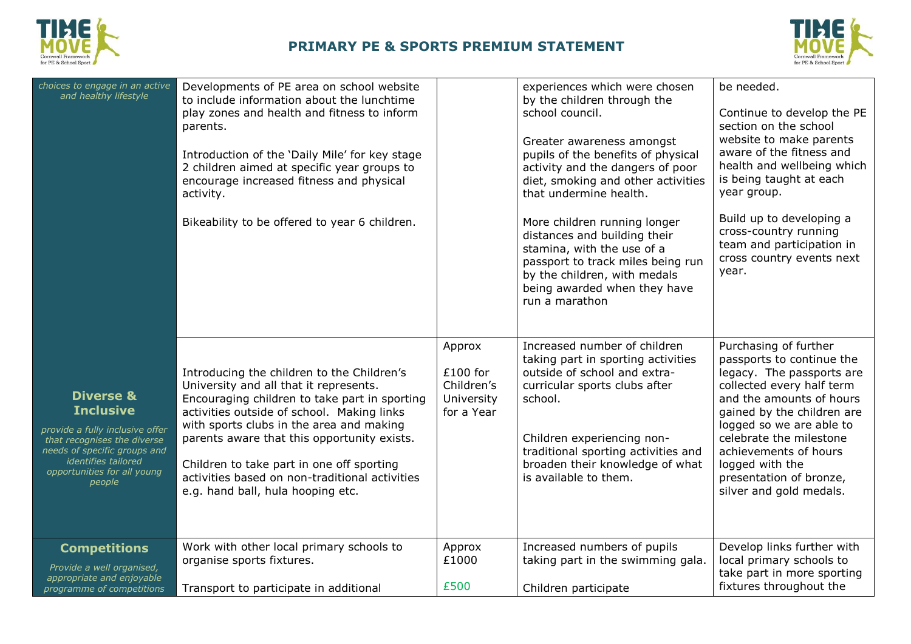## PRIMARY PE & SPORTS PREMIUM STATEMENT

| | | | | |
|---|---|---|---|---|
| *choices to engage in an active and healthy lifestyle* | Developments of PE area on school website to include information about the lunchtime play zones and health and fitness to inform parents.<br><br>Introduction of the 'Daily Mile' for key stage 2 children aimed at specific year groups to encourage increased fitness and physical activity.<br><br>Bikeability to be offered to year 6 children. | | experiences which were chosen by the children through the school council.<br><br>Greater awareness amongst pupils of the benefits of physical activity and the dangers of poor diet, smoking and other activities that undermine health.<br><br>More children running longer distances and building their stamina, with the use of a passport to track miles being run by the children, with medals being awarded when they have run a marathon | be needed.<br><br>Continue to develop the PE section on the school website to make parents aware of the fitness and health and wellbeing which is being taught at each year group.<br><br>Build up to developing a cross-country running team and participation in cross country events next year. |
| **Diverse & Inclusive**<br>*provide a fully inclusive offer that recognises the diverse needs of specific groups and identifies tailored opportunities for all young people* | Introducing the children to the Children's University and all that it represents. Encouraging children to take part in sporting activities outside of school. Making links with sports clubs in the area and making parents aware that this opportunity exists.<br><br>Children to take part in one off sporting activities based on non-traditional activities e.g. hand ball, hula hooping etc. | Approx<br><br>£100 for Children's University for a Year | Increased number of children taking part in sporting activities outside of school and extra-curricular sports clubs after school.<br><br>Children experiencing non-traditional sporting activities and broaden their knowledge of what is available to them. | Purchasing of further passports to continue the legacy. The passports are collected every half term and the amounts of hours gained by the children are logged so we are able to celebrate the milestone achievements of hours logged with the presentation of bronze, silver and gold medals. |
| **Competitions**<br>*Provide a well organised, appropriate and enjoyable programme of competitions* | Work with other local primary schools to organise sports fixtures.<br><br>Transport to participate in additional | Approx £1000<br><br>£500 | Increased numbers of pupils taking part in the swimming gala.<br><br>Children participate | Develop links further with local primary schools to take part in more sporting fixtures throughout the |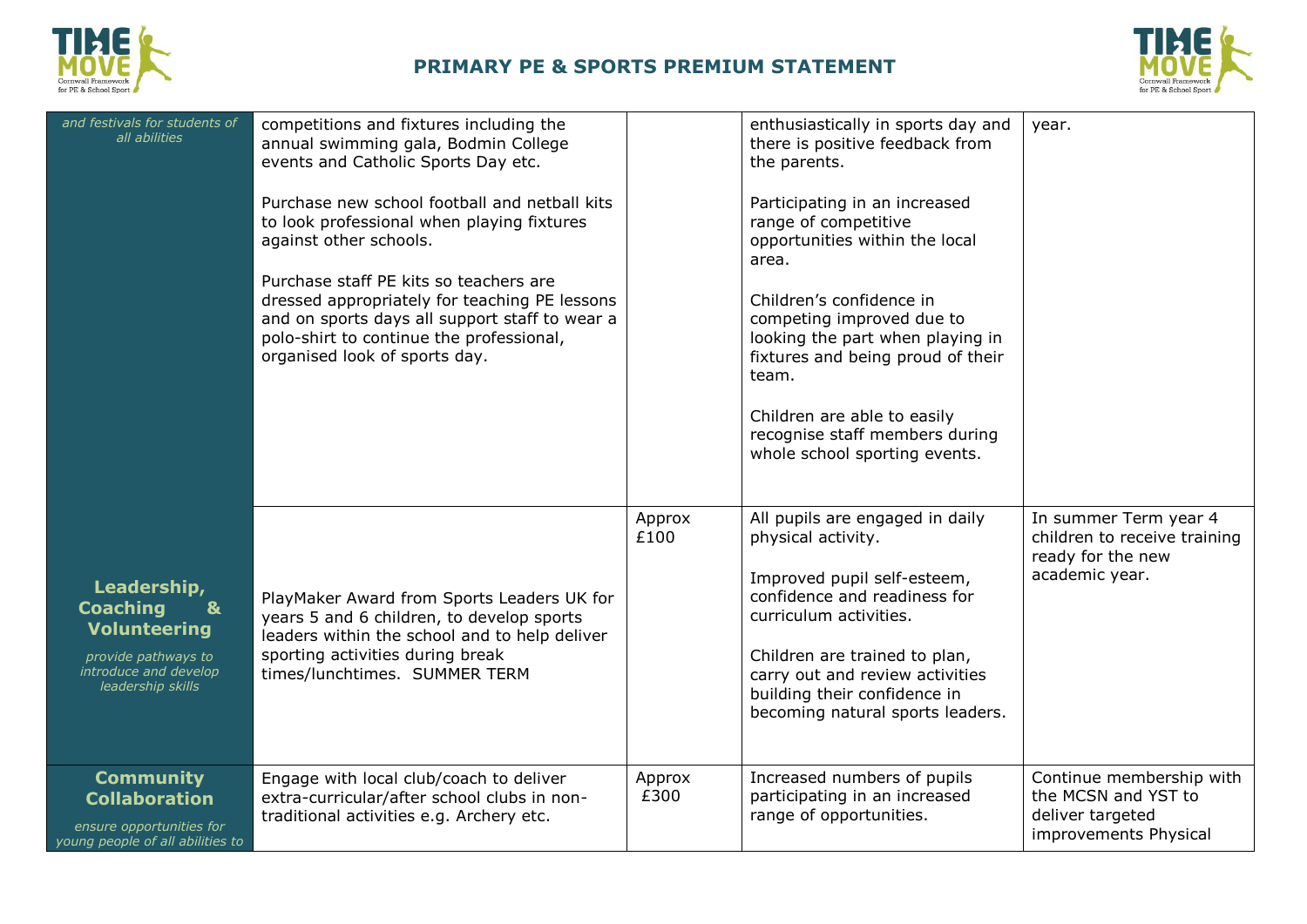# PRIMARY PE & SPORTS PREMIUM STATEMENT

| | | | | |
|---|---|---|---|---|
| *and festivals for students of all abilities* | competitions and fixtures including the annual swimming gala, Bodmin College events and Catholic Sports Day etc.<br><br>Purchase new school football and netball kits to look professional when playing fixtures against other schools.<br><br>Purchase staff PE kits so teachers are dressed appropriately for teaching PE lessons and on sports days all support staff to wear a polo-shirt to continue the professional, organised look of sports day. | | enthusiastically in sports day and there is positive feedback from the parents.<br><br>Participating in an increased range of competitive opportunities within the local area.<br><br>Children's confidence in competing improved due to looking the part when playing in fixtures and being proud of their team.<br><br>Children are able to easily recognise staff members during whole school sporting events. | year. |
| **Leadership, Coaching & Volunteering**<br><br>*provide pathways to introduce and develop leadership skills* | PlayMaker Award from Sports Leaders UK for years 5 and 6 children, to develop sports leaders within the school and to help deliver sporting activities during break times/lunchtimes. SUMMER TERM | Approx £100 | All pupils are engaged in daily physical activity.<br><br>Improved pupil self-esteem, confidence and readiness for curriculum activities.<br><br>Children are trained to plan, carry out and review activities building their confidence in becoming natural sports leaders. | In summer Term year 4 children to receive training ready for the new academic year. |
| **Community Collaboration**<br><br>*ensure opportunities for young people of all abilities to* | Engage with local club/coach to deliver extra-curricular/after school clubs in non-traditional activities e.g. Archery etc. | Approx £300 | Increased numbers of pupils participating in an increased range of opportunities. | Continue membership with the MCSN and YST to deliver targeted improvements Physical |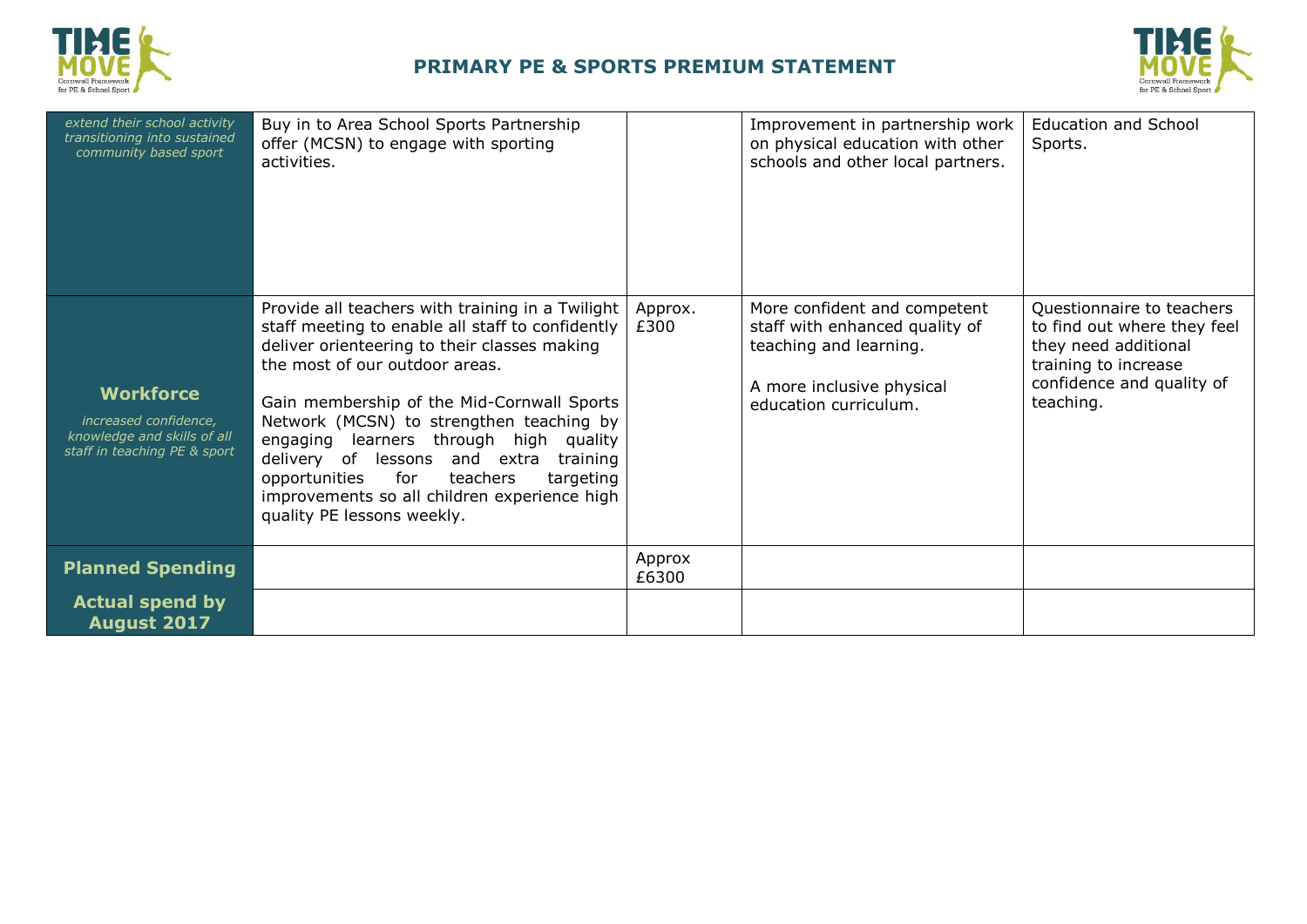| | | | | |
|---|---|---|---|---|
| *extend their school activity transitioning into sustained community based sport* | Buy in to Area School Sports Partnership offer (MCSN) to engage with sporting activities. | | Improvement in partnership work on physical education with other schools and other local partners. | Education and School Sports. |
| **Workforce** *increased confidence, knowledge and skills of all staff in teaching PE & sport* | Provide all teachers with training in a Twilight staff meeting to enable all staff to confidently deliver orienteering to their classes making the most of our outdoor areas. Gain membership of the Mid-Cornwall Sports Network (MCSN) to strengthen teaching by engaging learners through high quality delivery of lessons and extra training opportunities for teachers targeting improvements so all children experience high quality PE lessons weekly. | Approx. £300 | More confident and competent staff with enhanced quality of teaching and learning. A more inclusive physical education curriculum. | Questionnaire to teachers to find out where they feel they need additional training to increase confidence and quality of teaching. |
| **Planned Spending** | | Approx £6300 | | |
| **Actual spend by August 2017** | | | | |